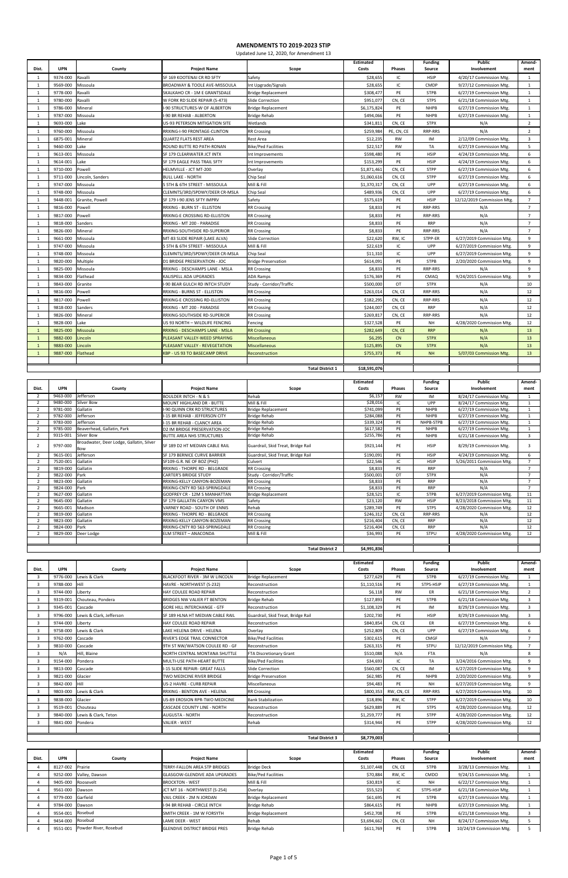# AMENDMENTS TO 2019-2023 STIP

Updated June 12, 2020, for Amendment 13

| Dist. | UPN | County | Project Name | Scope | Estimated Costs | Phases | Funding Source | Public Involvement | Amend-ment |
|---|---|---|---|---|---|---|---|---|---|
| 1 | 9374-000 | Ravalli | SF 169 KOOTENAI CR RD SFTY | Safety | $28,655 | IC | HSIP | 4/20/17 Commission Mtg. | 1 |
| 1 | 9569-000 | Missoula | BROADWAY & TOOLE AVE-MISSOULA | Int Upgrade/Signals | $28,655 | IC | CMDP | 9/27/12 Commission Mtg. | 1 |
| 1 | 9778-000 | Ravalli | SKALKAHO CR - 1M E GRANTSDALE | Bridge Replacement | $308,477 | PE | STPB | 6/27/19 Commission Mtg. | 1 |
| 1 | 9780-000 | Ravalli | W FORK RD SLIDE REPAIR (S-473) | Slide Correction | $951,077 | CN, CE | STPS | 6/21/18 Commission Mtg. | 1 |
| 1 | 9786-000 | Mineral | I-90 STRUCTURES-W OF ALBERTON | Bridge Replacement | $6,175,824 | PE | NHPB | 6/27/19 Commission Mtg. | 1 |
| 1 | 9787-000 | Missoula | I-90 BR REHAB - ALBERTON | Bridge Rehab | $494,066 | PE | NHPB | 6/27/19 Commission Mtg. | 1 |
| 1 | 9693-000 | Lake | US-93 PETERSON MITIGATION SITE | Wetlands | $341,811 | CN, CE | STPX | N/A | 2 |
| 1 | 9760-000 | Missoula | RRXING-I-90 FRONTAGE-CLINTON | RR Crossing | $259,984 | PE, CN, CE | RRP-RRS | N/A | 2 |
| 1 | 6875-001 | Mineral | QUARTZ FLATS REST AREA | Rest Area | $12,235 | RW | IM | 2/12/09 Commission Mtg. | 3 |
| 1 | 9460-000 | Lake | ROUND BUTTE RD PATH-RONAN | Bike/Ped Facilities | $22,517 | RW | TA | 6/27/19 Commission Mtg. | 5 |
| 1 | 9613-001 | Missoula | SF 179 CLEARWATER JCT INTX | Int Improvements | $598,480 | PE | HSIP | 4/24/19 Commission Mtg. | 6 |
| 1 | 9614-001 | Lake | SF 179 EAGLE PASS TRAIL SFTY | Int Improvements | $153,299 | PE | HSIP | 4/24/19 Commission Mtg. | 6 |
| 1 | 9710-000 | Powell | HELMVILLE - JCT MT-200 | Overlay | $1,871,461 | CN, CE | STPP | 6/27/19 Commission Mtg. | 6 |
| 1 | 9711-000 | Lincoln, Sanders | BULL LAKE - NORTH | Chip Seal | $1,060,616 | CN, CE | STPP | 6/27/19 Commission Mtg. | 6 |
| 1 | 9747-000 | Missoula | S 5TH & 6TH STREET - MISSOULA | Mill & Fill | $1,370,317 | CN, CE | UPP | 6/27/19 Commission Mtg. | 6 |
| 1 | 9748-000 | Missoula | CLEMNTS/3RD/SPDWY/DEER CR-MSLA | Chip Seal | $489,936 | CN, CE | UPP | 6/27/19 Commission Mtg. | 6 |
| 1 | 9448-001 | Granite, Powell | SF 179 I-90 JENS SFTY IMPRV | Safety | $575,619 | PE | HSIP | 12/12/2019 Commission Mtg. | 7 |
| 1 | 9816-000 | Powell | RRXING - BURN ST - ELLISTON | RR Crossing | $8,833 | PE | RRP-RRS | N/A | 7 |
| 1 | 9817-000 | Powell | RRXING-E CROSSING RD-ELLISTON | RR Crossing | $8,833 | PE | RRP-RRS | N/A | 7 |
| 1 | 9818-000 | Sanders | RRXING - MT 200 - PARADISE | RR Crossing | $8,833 | PE | RRP | N/A | 7 |
| 1 | 9826-000 | Mineral | RRXING-SOUTHSIDE RD-SUPERIOR | RR Crossing | $8,833 | PE | RRP-RRS | N/A | 7 |
| 1 | 9661-000 | Missoula | MT-83 SLIDE REPAIR (LAKE ALVA) | Slide Correction | $22,620 | RW, IC | STPP-ER | 6/27/2019 Commission Mtg. | 9 |
| 1 | 9747-000 | Missoula | S 5TH & 6TH STREET - MISSOULA | Mill & Fill | $22,619 | IC | UPP | 6/27/2019 Commission Mtg. | 9 |
| 1 | 9748-000 | Missoula | CLEMNTS/3RD/SPDWY/DEER CR-MSLA | Chip Seal | $11,310 | IC | UPP | 6/27/2019 Commission Mtg. | 9 |
| 1 | 9820-000 | Multiple | D1 BRIDGE PRESERVATION - JOC | Bridge Preservation | $614,091 | PE | STPB | 2/20/2020 Commission Mtg. | 9 |
| 1 | 9825-000 | Missoula | RRXING - DESCHAMPS LANE - MSLA | RR Crossing | $8,833 | PE | RRP-RRS | N/A | 9 |
| 1 | 9834-000 | Flathead | KALISPELL ADA UPGRADES | ADA Ramps | $176,369 | PE | CMAQ | 9/24/2015 Commission Mtg. | 9 |
| 1 | 9843-000 | Granite | I-90 BEAR GULCH RD INTCH STUDY | Study - Corridor/Traffic | $500,000 | OT | STPX | N/A | 10 |
| 1 | 9816-000 | Powell | RRXING - BURNS ST - ELLISTON | RR Crossing | $263,014 | CN, CE | RRP-RRS | N/A | 12 |
| 1 | 9817-000 | Powell | RRXING-E CROSSING RD-ELLISTON | RR Crossing | $182,295 | CN, CE | RRP-RRS | N/A | 12 |
| 1 | 9818-000 | Sanders | RRXING - MT 200 - PARADISE | RR Crossing | $244,007 | CN, CE | RRP | N/A | 12 |
| 1 | 9826-000 | Mineral | RRXING-SOUTHSIDE RD-SUPERIOR | RR Crossing | $269,817 | CN, CE | RRP-RRS | N/A | 12 |
| 1 | 9828-000 | Lake | US 93 NORTH – WILDLIFE FENCING | Fencing | $327,528 | PE | NH | 4/28/2020 Commission Mtg. | 12 |
| 1 | 9825-000 | Missoula | RRXING - DESCHAMPS LANE - MSLA | RR Crossing | $282,649 | CN, CE | RRP | N/A | 13 |
| 1 | 9882-000 | Lincoln | PLEASANT VALLEY-WEED SPRAYING | Miscellaneous | $6,295 | CN | STPX | N/A | 13 |
| 1 | 9883-000 | Lincoln | PLEASANT VALLEY - REVEGETATION | Miscellaneous | $125,895 | CN | STPX | N/A | 13 |
| 1 | 9887-000 | Flathead | KBP - US 93 TO BASECAMP DRIVE | Reconstruction | $755,373 | PE | NH | 5/07/03 Commission Mtg. | 13 |
| | | | | **Total District 1** | **$18,591,076** | | | | |

| Dist. | UPN | County | Project Name | Scope | Estimated Costs | Phases | Funding Source | Public Involvement | Amend-ment |
|---|---|---|---|---|---|---|---|---|---|
| 2 | 9463-000 | Jefferson | BOULDER INTCH - N & S | Rehab | $6,157 | RW | IM | 8/24/17 Commission Mtg. | 1 |
| 2 | 9480-000 | Silver Bow | MOUNT HIGHLAND DR - BUTTE | Mill & Fill | $28,016 | IC | UPP | 8/24/17 Commission Mtg. | 1 |
| 2 | 9781-000 | Gallatin | I-90 QUINN CRK RD STRUCTURES | Bridge Replacement | $741,099 | PE | NHPB | 6/27/19 Commission Mtg. | 1 |
| 2 | 9782-000 | Jefferson | I-15 BR REHAB - JEFFERSON CITY | Bridge Rehab | $284,088 | PE | NHPB | 6/27/19 Commission Mtg. | 1 |
| 2 | 9783-000 | Jefferson | I-15 BR REHAB - CLANCY AREA | Bridge Rehab | $339,324 | PE | NHPB-STPB | 6/27/19 Commission Mtg. | 1 |
| 2 | 9785-000 | Beaverhead, Gallatin, Park | D2 IM BRIDGE PRESERVATION-JOC | Bridge Rehab | $617,582 | PE | NHPB | 6/27/19 Commission Mtg. | 1 |
| 2 | 9315-001 | Silver Bow | BUTTE AREA NHS STRUCTURES | Bridge Rehab | $255,786 | PE | NHPB | 6/21/18 Commission Mtg. | 3 |
| 2 | 9797-000 | Broadwater, Deer Lodge, Gallatin, Silver Bow | SF 189 D2 HT MEDIAN CABLE RAIL | Guardrail, Skid Treat, Bridge Rail | $923,144 | PE | HSIP | 8/29/19 Commission Mtg. | 3 |
| 2 | 9615-001 | Jefferson | SF 179 BERNICE CURVE BARRIER | Guardrail, Skid Treat, Bridge Rail | $190,091 | PE | HSIP | 4/24/19 Commission Mtg. | 6 |
| 2 | 7520-001 | Gallatin | SF109-G.R. NE OF BOZ (PH2) | Culvert | $22,546 | IC | HSIP | 5/26/2011 Commission Mtg. | 7 |
| 2 | 9819-000 | Gallatin | RRXING - THORPE RD - BELGRADE | RR Crossing | $8,833 | PE | RRP | N/A | 7 |
| 2 | 9822-000 | Park | CARTER'S BRIDGE STUDY | Study - Corridor/Traffic | $500,001 | OT | STPX | N/A | 7 |
| 2 | 9823-000 | Gallatin | RRXING-KELLY CANYON-BOZEMAN | RR Crossing | $8,833 | PE | RRP | N/A | 7 |
| 2 | 9824-000 | Park | RRXING-CNTY RD 563-SPRINGDALE | RR Crossing | $8,833 | PE | RRP | N/A | 7 |
| 2 | 9627-000 | Gallatin | GODFREY CR - 12M S MANHATTAN | Bridge Replacement | $28,521 | IC | STPB | 6/27/2019 Commission Mtg. | 11 |
| 2 | 9645-000 | Gallatin | SF 179 GALLATIN CANYON VMS | Safety | $23,120 | RW | HSIP | 8/23/2018 Commission Mtg. | 11 |
| 2 | 9665-001 | Madison | VARNEY ROAD - SOUTH OF ENNIS | Rehab | $289,749 | PE | STPS | 4/28/2020 Commission Mtg. | 12 |
| 2 | 9819-000 | Gallatin | RRXING - THORPE RD - BELGRADE | RR Crossing | $246,312 | CN, CE | RRP-RRS | N/A | 12 |
| 2 | 9823-000 | Gallatin | RRXING-KELLY CANYON-BOZEMAN | RR Crossing | $216,404 | CN, CE | RRP | N/A | 12 |
| 2 | 9824-000 | Park | RRXING-CNTY RD 563-SPRINGDALE | RR Crossing | $216,404 | CN, CE | RRP | N/A | 12 |
| 2 | 9829-000 | Deer Lodge | ELM STREET – ANACONDA | Mill & Fill | $36,993 | PE | STPU | 4/28/2020 Commission Mtg. | 12 |
| | | | | **Total District 2** | **$4,991,836** | | | | |

| Dist. | UPN | County | Project Name | Scope | Estimated Costs | Phases | Funding Source | Public Involvement | Amend-ment |
|---|---|---|---|---|---|---|---|---|---|
| 3 | 9776-000 | Lewis & Clark | BLACKFOOT RIVER - 3M W LINCOLN | Bridge Replacement | $277,629 | PE | STPB | 6/27/19 Commission Mtg. | 1 |
| 3 | 9788-000 | Hill | HAVRE - NORTHWEST (S-232) | Reconstruction | $1,110,516 | PE | STPS-HSIP | 6/27/19 Commission Mtg. | 1 |
| 3 | 9744-000 | Liberty | HAY COULEE ROAD REPAIR | Reconstruction | $6,118 | RW | ER | 6/21/18 Commission Mtg. | 2 |
| 3 | 9319-001 | Chouteau, Pondera | BRIDGES NW VALIER FT BENTON | Bridge Rehab | $127,893 | PE | STPB | 6/21/18 Commission Mtg. | 3 |
| 3 | 9345-001 | Cascade | GORE HILL INTERCHANGE - GTF | Reconstruction | $1,108,329 | PE | IM | 8/29/19 Commission Mtg. | 3 |
| 3 | 9796-000 | Lewis & Clark, Jefferson | SF 189 HLNA HT MEDIAN CABLE RAIL | Guardrail, Skid Treat, Bridge Rail | $202,730 | PE | HSIP | 8/29/19 Commission Mtg. | 3 |
| 3 | 9744-000 | Liberty | HAY COULEE ROAD REPAIR | Reconstruction | $840,854 | CN, CE | ER | 6/27/19 Commission Mtg. | 6 |
| 3 | 9758-000 | Lewis & Clark | LAKE HELENA DRIVE - HELENA | Overlay | $252,809 | CN, CE | UPP | 6/27/19 Commission Mtg. | 6 |
| 3 | 9762-000 | Cascade | RIVER'S EDGE TRAIL CONNECTOR | Bike/Ped Facilities | $302,615 | PE | CMGF | N/A | 7 |
| 3 | 9810-000 | Cascade | 9TH ST NW/WATSON COULEE RD - GF | Reconstruction | $263,315 | PE | STPU | 12/12/2019 Commission Mtg. | 7 |
| 3 | N/A | Hill, Blaine | NORTH CENTRAL MONTANA SHUTTLE | FTA Discretionary Grant | $510,088 | N/A | FTA | N/A | 8 |
| 3 | 9154-000 | Pondera | MULTI-USE PATH-HEART BUTTE | Bike/Ped Facilities | $34,693 | IC | TA | 3/24/2016 Commission Mtg. | 9 |
| 3 | 9813-000 | Cascade | I-15 SLIDE REPAIR- GREAT FALLS | Slide Correction | $560,087 | CN, CE | IM | 6/27/2019 Commission Mtg. | 9 |
| 3 | 9821-000 | Glacier | TWO MEDICINE RIVER BRIDGE | Bridge Preservation | $62,985 | PE | NHPB | 2/20/2020 Commission Mtg. | 9 |
| 3 | 9842-000 | Hill | US-2 HAVRE - CURB REPAIR | Miscellaneous | $94,483 | PE | NH | 6/27/2019 Commission Mtg. | 9 |
| 3 | 9803-000 | Lewis & Clark | RRXING - BENTON AVE - HELENA | RR Crossing | $800,353 | RW, CN, CE | RRP-RRS | 6/27/2019 Commission Mtg. | 10 |
| 3 | 9838-000 | Glacier | US-89 EROSION RPR-TWO MEDICINE | Bank Stabilization | $18,896 | RW, IC | STPP | 6/27/2019 Commission Mtg. | 10 |
| 3 | 9519-001 | Chouteau | CASCADE COUNTY LINE - NORTH | Reconstruction | $629,889 | PE | STPS | 4/28/2020 Commission Mtg. | 12 |
| 3 | 9840-000 | Lewis & Clark, Teton | AUGUSTA - NORTH | Reconstruction | $1,259,777 | PE | STPP | 4/28/2020 Commission Mtg. | 12 |
| 3 | 9841-000 | Pondera | VALIER - WEST | Rehab | $314,944 | PE | STPP | 4/28/2020 Commission Mtg. | 12 |
| | | | | **Total District 3** | **$8,779,003** | | | | |

| Dist. | UPN | County | Project Name | Scope | Estimated Costs | Phases | Funding Source | Public Involvement | Amend-ment |
|---|---|---|---|---|---|---|---|---|---|
| 4 | 8127-002 | Prairie | TERRY-FALLON AREA STP BRIDGES | Bridge Deck | $1,107,448 | CN, CE | STPB | 3/28/13 Commission Mtg. | 1 |
| 4 | 9252-000 | Valley, Dawson | GLASGOW-GLENDIVE ADA UPGRADES | Bike/Ped Facilities | $70,884 | RW, IC | CMDO | 9/24/15 Commission Mtg. | 1 |
| 4 | 9405-000 | Roosevelt | BROCKTON - WEST | Mill & Fill | $30,819 | IC | NH | 6/22/17 Commission Mtg. | 1 |
| 4 | 9561-000 | Dawson | JCT MT 16 - NORTHWEST (S-254) | Overlay | $55,523 | IC | STPS-HSIP | 6/21/18 Commission Mtg. | 1 |
| 4 | 9779-000 | Garfield | VAIL CREEK - 2M N JORDAN | Bridge Replacement | $61,695 | PE | STPB | 6/27/19 Commission Mtg. | 1 |
| 4 | 9784-000 | Dawson | I-94 BR REHAB - CIRCLE INTCH | Bridge Rehab | $864,615 | PE | NHPB | 6/27/19 Commission Mtg. | 1 |
| 4 | 9554-001 | Rosebud | SMITH CREEK - 1M W FORSYTH | Bridge Replacement | $452,708 | PE | STPB | 6/21/18 Commission Mtg. | 3 |
| 4 | 9454-000 | Rosebud | LAME DEER - WEST | Rehab | $3,694,662 | CN, CE | NH | 8/24/17 Commission Mtg. | 5 |
| 4 | 9551-001 | Powder River, Rosebud | GLENDIVE DISTRICT BRIDGE PRES | Bridge Rehab | $611,769 | PE | STPB | 10/24/19 Commission Mtg. | 5 |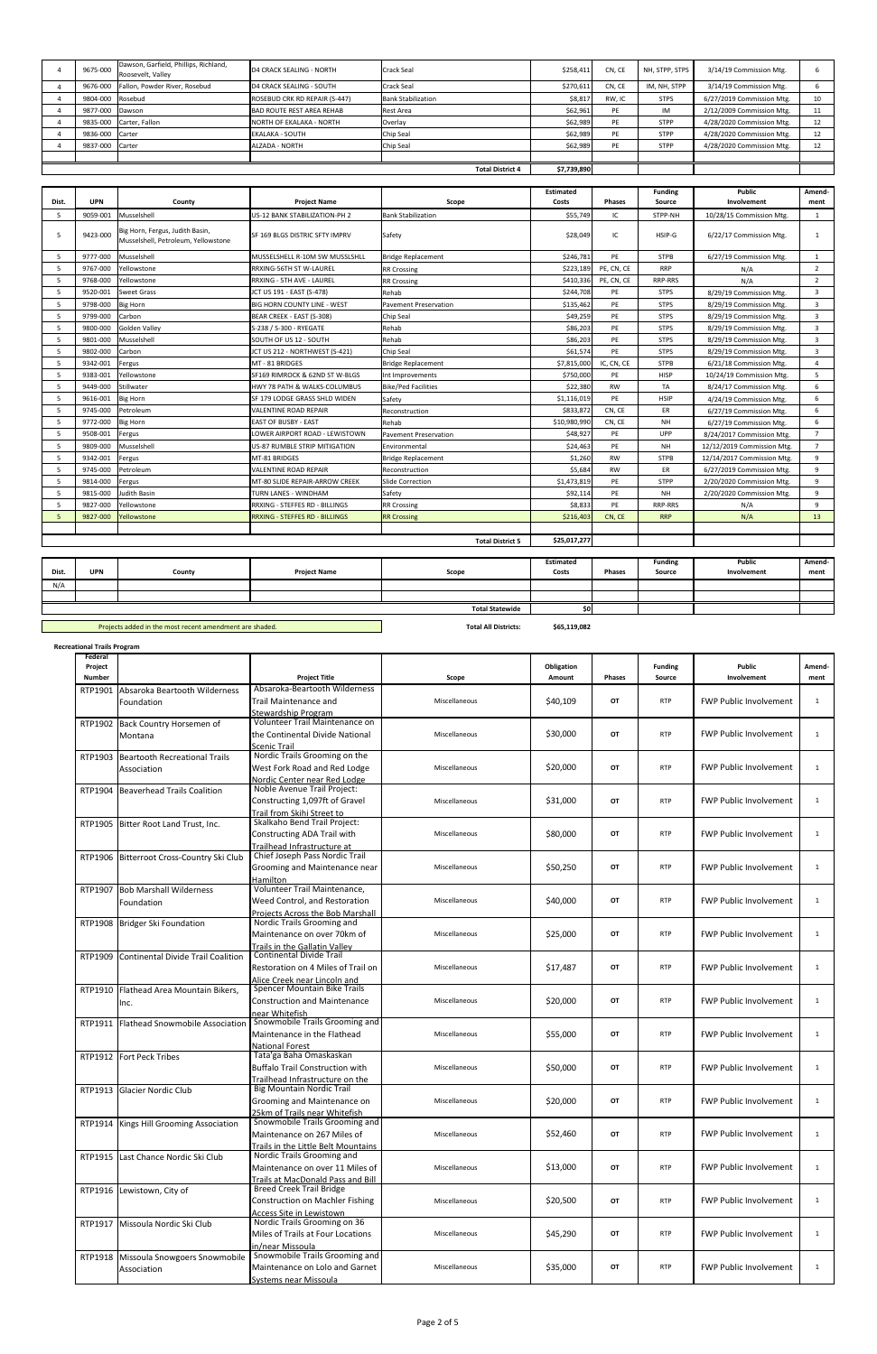| Dist. | UPN | County | Project Name | Scope | Estimated Costs | Phases | Funding Source | Public Involvement | Amend-ment |
|---|---|---|---|---|---|---|---|---|---|
| 4 | 9675-000 | Dawson, Garfield, Phillips, Richland, Roosevelt, Valley | D4 CRACK SEALING - NORTH | Crack Seal | $258,411 | CN, CE | NH, STPP, STPS | 3/14/19 Commission Mtg. | 6 |
| 4 | 9676-000 | Fallon, Powder River, Rosebud | D4 CRACK SEALING - SOUTH | Crack Seal | $270,611 | CN, CE | IM, NH, STPP | 3/14/19 Commission Mtg. | 6 |
| 4 | 9804-000 | Rosebud | ROSEBUD CRK RD REPAIR (S-447) | Bank Stabilization | $8,817 | RW, IC | STPS | 6/27/2019 Commission Mtg. | 10 |
| 4 | 9877-000 | Dawson | BAD ROUTE REST AREA REHAB | Rest Area | $62,961 | PE | IM | 2/12/2009 Commission Mtg. | 11 |
| 4 | 9835-000 | Carter, Fallon | NORTH OF EKALAKA - NORTH | Overlay | $62,989 | PE | STPP | 4/28/2020 Commission Mtg. | 12 |
| 4 | 9836-000 | Carter | EKALAKA - SOUTH | Chip Seal | $62,989 | PE | STPP | 4/28/2020 Commission Mtg. | 12 |
| 4 | 9837-000 | Carter | ALZADA - NORTH | Chip Seal | $62,989 | PE | STPP | 4/28/2020 Commission Mtg. | 12 |
| | | | | **Total District 4** | $7,739,890 | | | | |

| Dist. | UPN | County | Project Name | Scope | Estimated Costs | Phases | Funding Source | Public Involvement | Amend-ment |
|---|---|---|---|---|---|---|---|---|---|
| 5 | 9059-001 | Musselshell | US-12 BANK STABILIZATION-PH 2 | Bank Stabilization | $55,749 | IC | STPP-NH | 10/28/15 Commission Mtg. | 1 |
| 5 | 9423-000 | Big Horn, Fergus, Judith Basin, Musselshell, Petroleum, Yellowstone | SF 169 BLGS DISTRIC SFTY IMPRV | Safety | $28,049 | IC | HSIP-G | 6/22/17 Commission Mtg. | 1 |
| 5 | 9777-000 | Musselshell | MUSSELSHELL R-10M SW MUSSLSHLL | Bridge Replacement | $246,781 | PE | STPB | 6/27/19 Commission Mtg. | 1 |
| 5 | 9767-000 | Yellowstone | RRXING-56TH ST W-LAUREL | RR Crossing | $223,189 | PE, CN, CE | RRP | N/A | 2 |
| 5 | 9768-000 | Yellowstone | RRXING - 5TH AVE - LAUREL | RR Crossing | $410,336 | PE, CN, CE | RRP-RRS | N/A | 2 |
| 5 | 9520-001 | Sweet Grass | JCT US 191 - EAST (S-478) | Rehab | $244,708 | PE | STPS | 8/29/19 Commission Mtg. | 3 |
| 5 | 9798-000 | Big Horn | BIG HORN COUNTY LINE - WEST | Pavement Preservation | $135,462 | PE | STPS | 8/29/19 Commission Mtg. | 3 |
| 5 | 9799-000 | Carbon | BEAR CREEK - EAST (S-308) | Chip Seal | $49,259 | PE | STPS | 8/29/19 Commission Mtg. | 3 |
| 5 | 9800-000 | Golden Valley | S-238 / S-300 - RYEGATE | Rehab | $86,203 | PE | STPS | 8/29/19 Commission Mtg. | 3 |
| 5 | 9801-000 | Musselshell | SOUTH OF US 12 - SOUTH | Rehab | $86,203 | PE | STPS | 8/29/19 Commission Mtg. | 3 |
| 5 | 9802-000 | Carbon | JCT US 212 - NORTHWEST (S-421) | Chip Seal | $61,574 | PE | STPS | 8/29/19 Commission Mtg. | 3 |
| 5 | 9342-001 | Fergus | MT - 81 BRIDGES | Bridge Replacement | $7,815,000 | IC, CN, CE | STPB | 6/21/18 Commission Mtg. | 4 |
| 5 | 9383-001 | Yellowstone | SF169 RIMROCK & 62ND ST W-BLGS | Int Improvements | $750,000 | PE | HISP | 10/24/19 Commission Mtg. | 5 |
| 5 | 9449-000 | Stillwater | HWY 78 PATH & WALKS-COLUMBUS | Bike/Ped Facilities | $22,380 | RW | TA | 8/24/17 Commission Mtg. | 6 |
| 5 | 9616-001 | Big Horn | SF 179 LODGE GRASS SHLD WIDEN | Safety | $1,116,019 | PE | HSIP | 4/24/19 Commission Mtg. | 6 |
| 5 | 9745-000 | Petroleum | VALENTINE ROAD REPAIR | Reconstruction | $833,872 | CN, CE | ER | 6/27/19 Commission Mtg. | 6 |
| 5 | 9772-000 | Big Horn | EAST OF BUSBY - EAST | Rehab | $10,980,990 | CN, CE | NH | 6/27/19 Commission Mtg. | 6 |
| 5 | 9508-001 | Fergus | LOWER AIRPORT ROAD - LEWISTOWN | Pavement Preservation | $48,927 | PE | UPP | 8/24/2017 Commission Mtg. | 7 |
| 5 | 9809-000 | Musselshell | US-87 RUMBLE STRIP MITIGATION | Environmental | $24,463 | PE | NH | 12/12/2019 Commission Mtg. | 7 |
| 5 | 9342-001 | Fergus | MT-81 BRIDGES | Bridge Replacement | $1,260 | RW | STPB | 12/14/2017 Commission Mtg. | 9 |
| 5 | 9745-000 | Petroleum | VALENTINE ROAD REPAIR | Reconstruction | $5,684 | RW | ER | 6/27/2019 Commission Mtg. | 9 |
| 5 | 9814-000 | Fergus | MT-80 SLIDE REPAIR-ARROW CREEK | Slide Correction | $1,473,819 | PE | STPP | 2/20/2020 Commission Mtg. | 9 |
| 5 | 9815-000 | Judith Basin | TURN LANES - WINDHAM | Safety | $92,114 | PE | NH | 2/20/2020 Commission Mtg. | 9 |
| 5 | 9827-000 | Yellowstone | RRXING - STEFFES RD - BILLINGS | RR Crossing | $8,833 | PE | RRP-RRS | N/A | 9 |
| 5 | 9827-000 | Yellowstone | RRXING - STEFFES RD - BILLINGS | RR Crossing | $216,403 | CN, CE | RRP | N/A | 13 |
| | | | | **Total District 5** | $25,017,277 | | | | |

| Dist. | UPN | County | Project Name | Scope | Estimated Costs | Phases | Funding Source | Public Involvement | Amend-ment |
|---|---|---|---|---|---|---|---|---|---|
| N/A | | | | | | | | | |
| | | | | **Total Statewide** | $0 | | | | |

Projects added in the most recent amendment are shaded.

**Total All Districts:** **$65,119,082**

**Recreational Trails Program**

| Federal Project Number | | Project Title | Scope | Obligation Amount | Phases | Funding Source | Public Involvement | Amend-ment |
|---|---|---|---|---|---|---|---|---|
| RTP1901 | Absaroka Beartooth Wilderness Foundation | Absaroka-Beartooth Wilderness Trail Maintenance and Stewardship Program | Miscellaneous | $40,109 | OT | RTP | FWP Public Involvement | 1 |
| RTP1902 | Back Country Horsemen of Montana | Volunteer Trail Maintenance on the Continental Divide National Scenic Trail | Miscellaneous | $30,000 | OT | RTP | FWP Public Involvement | 1 |
| RTP1903 | Beartooth Recreational Trails Association | Nordic Trails Grooming on the West Fork Road and Red Lodge Nordic Center near Red Lodge | Miscellaneous | $20,000 | OT | RTP | FWP Public Involvement | 1 |
| RTP1904 | Beaverhead Trails Coalition | Noble Avenue Trail Project: Constructing 1,097ft of Gravel Trail from Skihi Street to | Miscellaneous | $31,000 | OT | RTP | FWP Public Involvement | 1 |
| RTP1905 | Bitter Root Land Trust, Inc. | Skalkaho Bend Trail Project: Constructing ADA Trail with Trailhead Infrastructure at | Miscellaneous | $80,000 | OT | RTP | FWP Public Involvement | 1 |
| RTP1906 | Bitterroot Cross-Country Ski Club | Chief Joseph Pass Nordic Trail Grooming and Maintenance near Hamilton | Miscellaneous | $50,250 | OT | RTP | FWP Public Involvement | 1 |
| RTP1907 | Bob Marshall Wilderness Foundation | Volunteer Trail Maintenance, Weed Control, and Restoration Projects Across the Bob Marshall | Miscellaneous | $40,000 | OT | RTP | FWP Public Involvement | 1 |
| RTP1908 | Bridger Ski Foundation | Nordic Trails Grooming and Maintenance on over 70km of Trails in the Gallatin Valley | Miscellaneous | $25,000 | OT | RTP | FWP Public Involvement | 1 |
| RTP1909 | Continental Divide Trail Coalition | Continental Divide Trail Restoration on 4 Miles of Trail on Alice Creek near Lincoln and | Miscellaneous | $17,487 | OT | RTP | FWP Public Involvement | 1 |
| RTP1910 | Flathead Area Mountain Bikers, Inc. | Spencer Mountain Bike Trails Construction and Maintenance near Whitefish | Miscellaneous | $20,000 | OT | RTP | FWP Public Involvement | 1 |
| RTP1911 | Flathead Snowmobile Association | Snowmobile Trails Grooming and Maintenance in the Flathead National Forest | Miscellaneous | $55,000 | OT | RTP | FWP Public Involvement | 1 |
| RTP1912 | Fort Peck Tribes | Tata'ga Baha Omaskaskan Buffalo Trail Construction with Trailhead Infrastructure on the | Miscellaneous | $50,000 | OT | RTP | FWP Public Involvement | 1 |
| RTP1913 | Glacier Nordic Club | Big Mountain Nordic Trail Grooming and Maintenance on 25km of Trails near Whitefish | Miscellaneous | $20,000 | OT | RTP | FWP Public Involvement | 1 |
| RTP1914 | Kings Hill Grooming Association | Snowmobile Trails Grooming and Maintenance on 267 Miles of Trails in the Little Belt Mountains | Miscellaneous | $52,460 | OT | RTP | FWP Public Involvement | 1 |
| RTP1915 | Last Chance Nordic Ski Club | Nordic Trails Grooming and Maintenance on over 11 Miles of Trails at MacDonald Pass and Bill | Miscellaneous | $13,000 | OT | RTP | FWP Public Involvement | 1 |
| RTP1916 | Lewistown, City of | Breed Creek Trail Bridge Construction on Machler Fishing Access Site in Lewistown | Miscellaneous | $20,500 | OT | RTP | FWP Public Involvement | 1 |
| RTP1917 | Missoula Nordic Ski Club | Nordic Trails Grooming on 36 Miles of Trails at Four Locations in/near Missoula | Miscellaneous | $45,290 | OT | RTP | FWP Public Involvement | 1 |
| RTP1918 | Missoula Snowgoers Snowmobile Association | Snowmobile Trails Grooming and Maintenance on Lolo and Garnet Systems near Missoula | Miscellaneous | $35,000 | OT | RTP | FWP Public Involvement | 1 |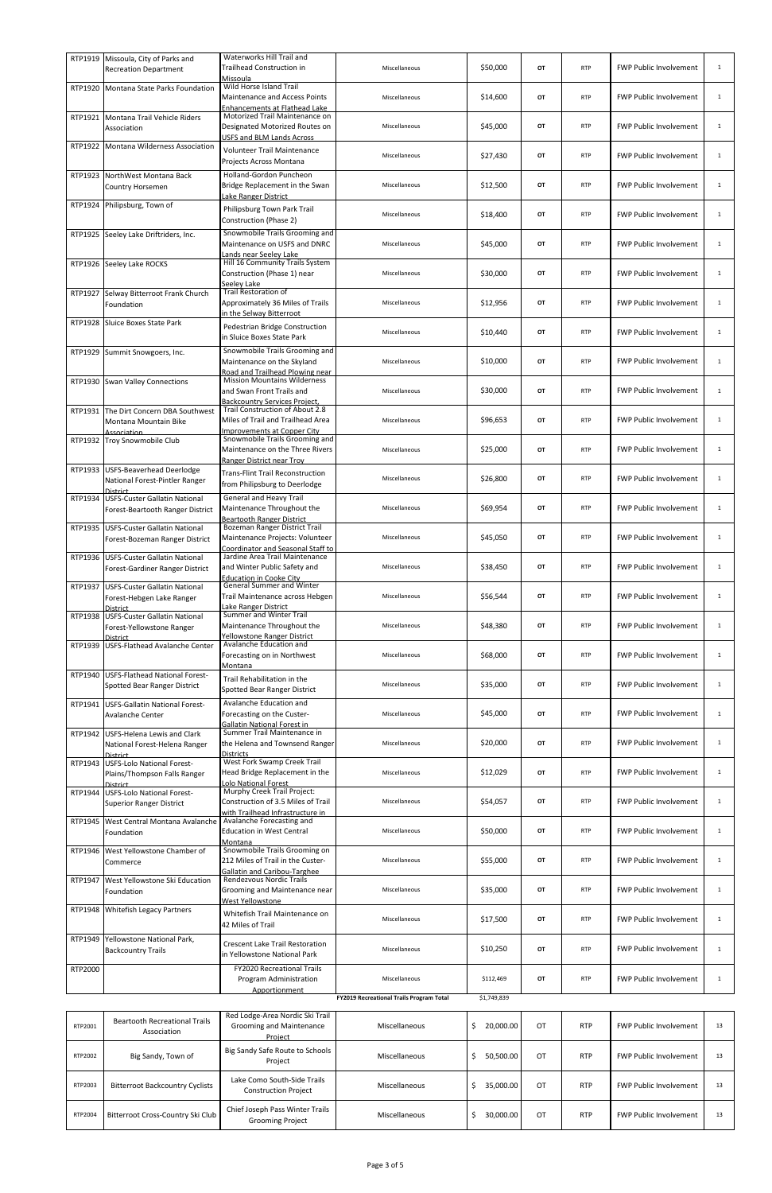| | | | | | | | | |
|---|---|---|---|---|---|---|---|---|
| RTP1919 | Missoula, City of Parks and Recreation Department | Waterworks Hill Trail and Trailhead Construction in Missoula | Miscellaneous | $50,000 | OT | RTP | FWP Public Involvement | 1 |
| RTP1920 | Montana State Parks Foundation | Wild Horse Island Trail Maintenance and Access Points Enhancements at Flathead Lake | Miscellaneous | $14,600 | OT | RTP | FWP Public Involvement | 1 |
| RTP1921 | Montana Trail Vehicle Riders Association | Motorized Trail Maintenance on Designated Motorized Routes on USFS and BLM Lands Across | Miscellaneous | $45,000 | OT | RTP | FWP Public Involvement | 1 |
| RTP1922 | Montana Wilderness Association | Volunteer Trail Maintenance Projects Across Montana | Miscellaneous | $27,430 | OT | RTP | FWP Public Involvement | 1 |
| RTP1923 | NorthWest Montana Back Country Horsemen | Holland-Gordon Puncheon Bridge Replacement in the Swan Lake Ranger District | Miscellaneous | $12,500 | OT | RTP | FWP Public Involvement | 1 |
| RTP1924 | Philipsburg, Town of | Philipsburg Town Park Trail Construction (Phase 2) | Miscellaneous | $18,400 | OT | RTP | FWP Public Involvement | 1 |
| RTP1925 | Seeley Lake Driftriders, Inc. | Snowmobile Trails Grooming and Maintenance on USFS and DNRC Lands near Seeley Lake | Miscellaneous | $45,000 | OT | RTP | FWP Public Involvement | 1 |
| RTP1926 | Seeley Lake ROCKS | Hill 16 Community Trails System Construction (Phase 1) near Seeley Lake | Miscellaneous | $30,000 | OT | RTP | FWP Public Involvement | 1 |
| RTP1927 | Selway Bitterroot Frank Church Foundation | Trail Restoration of Approximately 36 Miles of Trails in the Selway Bitterroot | Miscellaneous | $12,956 | OT | RTP | FWP Public Involvement | 1 |
| RTP1928 | Sluice Boxes State Park | Pedestrian Bridge Construction in Sluice Boxes State Park | Miscellaneous | $10,440 | OT | RTP | FWP Public Involvement | 1 |
| RTP1929 | Summit Snowgoers, Inc. | Snowmobile Trails Grooming and Maintenance on the Skyland Road and Trailhead Plowing near | Miscellaneous | $10,000 | OT | RTP | FWP Public Involvement | 1 |
| RTP1930 | Swan Valley Connections | Mission Mountains Wilderness and Swan Front Trails and Backcountry Services Project, | Miscellaneous | $30,000 | OT | RTP | FWP Public Involvement | 1 |
| RTP1931 | The Dirt Concern DBA Southwest Montana Mountain Bike Association | Trail Construction of About 2.8 Miles of Trail and Trailhead Area Improvements at Copper City | Miscellaneous | $96,653 | OT | RTP | FWP Public Involvement | 1 |
| RTP1932 | Troy Snowmobile Club | Snowmobile Trails Grooming and Maintenance on the Three Rivers Ranger District near Troy | Miscellaneous | $25,000 | OT | RTP | FWP Public Involvement | 1 |
| RTP1933 | USFS-Beaverhead Deerlodge National Forest-Pintler Ranger District | Trans-Flint Trail Reconstruction from Philipsburg to Deerlodge | Miscellaneous | $26,800 | OT | RTP | FWP Public Involvement | 1 |
| RTP1934 | USFS-Custer Gallatin National Forest-Beartooth Ranger District | General and Heavy Trail Maintenance Throughout the Beartooth Ranger District | Miscellaneous | $69,954 | OT | RTP | FWP Public Involvement | 1 |
| RTP1935 | USFS-Custer Gallatin National Forest-Bozeman Ranger District | Bozeman Ranger District Trail Maintenance Projects: Volunteer Coordinator and Seasonal Staff to | Miscellaneous | $45,050 | OT | RTP | FWP Public Involvement | 1 |
| RTP1936 | USFS-Custer Gallatin National Forest-Gardiner Ranger District | Jardine Area Trail Maintenance and Winter Public Safety and Education in Cooke City | Miscellaneous | $38,450 | OT | RTP | FWP Public Involvement | 1 |
| RTP1937 | USFS-Custer Gallatin National Forest-Hebgen Lake Ranger District | General Summer and Winter Trail Maintenance across Hebgen Lake Ranger District | Miscellaneous | $56,544 | OT | RTP | FWP Public Involvement | 1 |
| RTP1938 | USFS-Custer Gallatin National Forest-Yellowstone Ranger District | Summer and Winter Trail Maintenance Throughout the Yellowstone Ranger District | Miscellaneous | $48,380 | OT | RTP | FWP Public Involvement | 1 |
| RTP1939 | USFS-Flathead Avalanche Center | Avalanche Education and Forecasting on in Northwest Montana | Miscellaneous | $68,000 | OT | RTP | FWP Public Involvement | 1 |
| RTP1940 | USFS-Flathead National Forest-Spotted Bear Ranger District | Trail Rehabilitation in the Spotted Bear Ranger District | Miscellaneous | $35,000 | OT | RTP | FWP Public Involvement | 1 |
| RTP1941 | USFS-Gallatin National Forest-Avalanche Center | Avalanche Education and Forecasting on the Custer-Gallatin National Forest in | Miscellaneous | $45,000 | OT | RTP | FWP Public Involvement | 1 |
| RTP1942 | USFS-Helena Lewis and Clark National Forest-Helena Ranger District | Summer Trail Maintenance in the Helena and Townsend Ranger Districts | Miscellaneous | $20,000 | OT | RTP | FWP Public Involvement | 1 |
| RTP1943 | USFS-Lolo National Forest-Plains/Thompson Falls Ranger District | West Fork Swamp Creek Trail Head Bridge Replacement in the Lolo National Forest | Miscellaneous | $12,029 | OT | RTP | FWP Public Involvement | 1 |
| RTP1944 | USFS-Lolo National Forest-Superior Ranger District | Murphy Creek Trail Project: Construction of 3.5 Miles of Trail with Trailhead Infrastructure in | Miscellaneous | $54,057 | OT | RTP | FWP Public Involvement | 1 |
| RTP1945 | West Central Montana Avalanche Foundation | Avalanche Forecasting and Education in West Central Montana | Miscellaneous | $50,000 | OT | RTP | FWP Public Involvement | 1 |
| RTP1946 | West Yellowstone Chamber of Commerce | Snowmobile Trails Grooming on 212 Miles of Trail in the Custer-Gallatin and Caribou-Targhee | Miscellaneous | $55,000 | OT | RTP | FWP Public Involvement | 1 |
| RTP1947 | West Yellowstone Ski Education Foundation | Rendezvous Nordic Trails Grooming and Maintenance near West Yellowstone | Miscellaneous | $35,000 | OT | RTP | FWP Public Involvement | 1 |
| RTP1948 | Whitefish Legacy Partners | Whitefish Trail Maintenance on 42 Miles of Trail | Miscellaneous | $17,500 | OT | RTP | FWP Public Involvement | 1 |
| RTP1949 | Yellowstone National Park, Backcountry Trails | Crescent Lake Trail Restoration in Yellowstone National Park | Miscellaneous | $10,250 | OT | RTP | FWP Public Involvement | 1 |
| RTP2000 | | FY2020 Recreational Trails Program Administration Apportionment | Miscellaneous | $112,469 | OT | RTP | FWP Public Involvement | 1 |
| | | | **FY2019 Recreational Trails Program Total** | $1,749,839 | | | | |

| | | | | | | | | |
|---|---|---|---|---|---|---|---|---|
| RTP2001 | Beartooth Recreational Trails Association | Red Lodge-Area Nordic Ski Trail Grooming and Maintenance Project | Miscellaneous | $ 20,000.00 | OT | RTP | FWP Public Involvement | 13 |
| RTP2002 | Big Sandy, Town of | Big Sandy Safe Route to Schools Project | Miscellaneous | $ 50,500.00 | OT | RTP | FWP Public Involvement | 13 |
| RTP2003 | Bitterroot Backcountry Cyclists | Lake Como South-Side Trails Construction Project | Miscellaneous | $ 35,000.00 | OT | RTP | FWP Public Involvement | 13 |
| RTP2004 | Bitterroot Cross-Country Ski Club | Chief Joseph Pass Winter Trails Grooming Project | Miscellaneous | $ 30,000.00 | OT | RTP | FWP Public Involvement | 13 |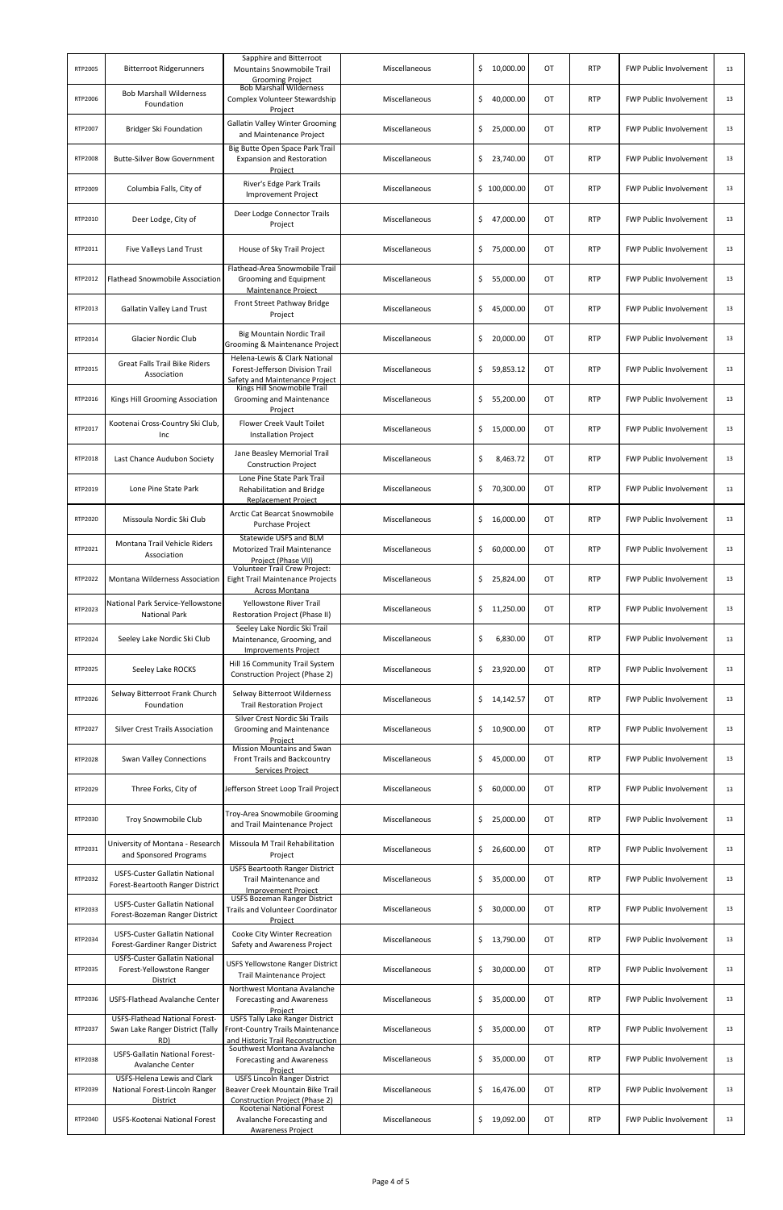| RTP2005 | Bitterroot Ridgerunners | Sapphire and Bitterroot Mountains Snowmobile Trail Grooming Project | Miscellaneous | $ 10,000.00 | OT | RTP | FWP Public Involvement | 13 |
|---|---|---|---|---|---|---|---|---|
| RTP2006 | Bob Marshall Wilderness Foundation | Bob Marshall Wilderness Complex Volunteer Stewardship Project | Miscellaneous | $ 40,000.00 | OT | RTP | FWP Public Involvement | 13 |
| RTP2007 | Bridger Ski Foundation | Gallatin Valley Winter Grooming and Maintenance Project | Miscellaneous | $ 25,000.00 | OT | RTP | FWP Public Involvement | 13 |
| RTP2008 | Butte-Silver Bow Government | Big Butte Open Space Park Trail Expansion and Restoration Project | Miscellaneous | $ 23,740.00 | OT | RTP | FWP Public Involvement | 13 |
| RTP2009 | Columbia Falls, City of | River's Edge Park Trails Improvement Project | Miscellaneous | $ 100,000.00 | OT | RTP | FWP Public Involvement | 13 |
| RTP2010 | Deer Lodge, City of | Deer Lodge Connector Trails Project | Miscellaneous | $ 47,000.00 | OT | RTP | FWP Public Involvement | 13 |
| RTP2011 | Five Valleys Land Trust | House of Sky Trail Project | Miscellaneous | $ 75,000.00 | OT | RTP | FWP Public Involvement | 13 |
| RTP2012 | Flathead Snowmobile Association | Flathead-Area Snowmobile Trail Grooming and Equipment Maintenance Project | Miscellaneous | $ 55,000.00 | OT | RTP | FWP Public Involvement | 13 |
| RTP2013 | Gallatin Valley Land Trust | Front Street Pathway Bridge Project | Miscellaneous | $ 45,000.00 | OT | RTP | FWP Public Involvement | 13 |
| RTP2014 | Glacier Nordic Club | Big Mountain Nordic Trail Grooming & Maintenance Project | Miscellaneous | $ 20,000.00 | OT | RTP | FWP Public Involvement | 13 |
| RTP2015 | Great Falls Trail Bike Riders Association | Helena-Lewis & Clark National Forest-Jefferson Division Trail Safety and Maintenance Project | Miscellaneous | $ 59,853.12 | OT | RTP | FWP Public Involvement | 13 |
| RTP2016 | Kings Hill Grooming Association | Kings Hill Snowmobile Trail Grooming and Maintenance Project | Miscellaneous | $ 55,200.00 | OT | RTP | FWP Public Involvement | 13 |
| RTP2017 | Kootenai Cross-Country Ski Club, Inc | Flower Creek Vault Toilet Installation Project | Miscellaneous | $ 15,000.00 | OT | RTP | FWP Public Involvement | 13 |
| RTP2018 | Last Chance Audubon Society | Jane Beasley Memorial Trail Construction Project | Miscellaneous | $ 8,463.72 | OT | RTP | FWP Public Involvement | 13 |
| RTP2019 | Lone Pine State Park | Lone Pine State Park Trail Rehabilitation and Bridge Replacement Project | Miscellaneous | $ 70,300.00 | OT | RTP | FWP Public Involvement | 13 |
| RTP2020 | Missoula Nordic Ski Club | Arctic Cat Bearcat Snowmobile Purchase Project | Miscellaneous | $ 16,000.00 | OT | RTP | FWP Public Involvement | 13 |
| RTP2021 | Montana Trail Vehicle Riders Association | Statewide USFS and BLM Motorized Trail Maintenance Project (Phase VIII) | Miscellaneous | $ 60,000.00 | OT | RTP | FWP Public Involvement | 13 |
| RTP2022 | Montana Wilderness Association | Volunteer Trail Crew Project: Eight Trail Maintenance Projects Across Montana | Miscellaneous | $ 25,824.00 | OT | RTP | FWP Public Involvement | 13 |
| RTP2023 | National Park Service-Yellowstone National Park | Yellowstone River Trail Restoration Project (Phase II) | Miscellaneous | $ 11,250.00 | OT | RTP | FWP Public Involvement | 13 |
| RTP2024 | Seeley Lake Nordic Ski Club | Seeley Lake Nordic Ski Trail Maintenance, Grooming, and Improvements Project | Miscellaneous | $ 6,830.00 | OT | RTP | FWP Public Involvement | 13 |
| RTP2025 | Seeley Lake ROCKS | Hill 16 Community Trail System Construction Project (Phase 2) | Miscellaneous | $ 23,920.00 | OT | RTP | FWP Public Involvement | 13 |
| RTP2026 | Selway Bitterroot Frank Church Foundation | Selway Bitterroot Wilderness Trail Restoration Project | Miscellaneous | $ 14,142.57 | OT | RTP | FWP Public Involvement | 13 |
| RTP2027 | Silver Crest Trails Association | Silver Crest Nordic Ski Trails Grooming and Maintenance Project | Miscellaneous | $ 10,900.00 | OT | RTP | FWP Public Involvement | 13 |
| RTP2028 | Swan Valley Connections | Mission Mountains and Swan Front Trails and Backcountry Services Project | Miscellaneous | $ 45,000.00 | OT | RTP | FWP Public Involvement | 13 |
| RTP2029 | Three Forks, City of | Jefferson Street Loop Trail Project | Miscellaneous | $ 60,000.00 | OT | RTP | FWP Public Involvement | 13 |
| RTP2030 | Troy Snowmobile Club | Troy-Area Snowmobile Grooming and Trail Maintenance Project | Miscellaneous | $ 25,000.00 | OT | RTP | FWP Public Involvement | 13 |
| RTP2031 | University of Montana - Research and Sponsored Programs | Missoula M Trail Rehabilitation Project | Miscellaneous | $ 26,600.00 | OT | RTP | FWP Public Involvement | 13 |
| RTP2032 | USFS-Custer Gallatin National Forest-Beartooth Ranger District | USFS Beartooth Ranger District Trail Maintenance and Improvement Project | Miscellaneous | $ 35,000.00 | OT | RTP | FWP Public Involvement | 13 |
| RTP2033 | USFS-Custer Gallatin National Forest-Bozeman Ranger District | USFS Bozeman Ranger District Trails and Volunteer Coordinator Project | Miscellaneous | $ 30,000.00 | OT | RTP | FWP Public Involvement | 13 |
| RTP2034 | USFS-Custer Gallatin National Forest-Gardiner Ranger District | Cooke City Winter Recreation Safety and Awareness Project | Miscellaneous | $ 13,790.00 | OT | RTP | FWP Public Involvement | 13 |
| RTP2035 | USFS-Custer Gallatin National Forest-Yellowstone Ranger District | USFS Yellowstone Ranger District Trail Maintenance Project | Miscellaneous | $ 30,000.00 | OT | RTP | FWP Public Involvement | 13 |
| RTP2036 | USFS-Flathead Avalanche Center | Northwest Montana Avalanche Forecasting and Awareness Project | Miscellaneous | $ 35,000.00 | OT | RTP | FWP Public Involvement | 13 |
| RTP2037 | USFS-Flathead National Forest-Swan Lake Ranger District (Tally RD) | USFS Tally Lake Ranger District Front-Country Trails Maintenance and Historic Trail Reconstruction | Miscellaneous | $ 35,000.00 | OT | RTP | FWP Public Involvement | 13 |
| RTP2038 | USFS-Gallatin National Forest-Avalanche Center | Southwest Montana Avalanche Forecasting and Awareness Project | Miscellaneous | $ 35,000.00 | OT | RTP | FWP Public Involvement | 13 |
| RTP2039 | USFS-Helena Lewis and Clark National Forest-Lincoln Ranger District | USFS Lincoln Ranger District Beaver Creek Mountain Bike Trail Construction Project (Phase 2) | Miscellaneous | $ 16,476.00 | OT | RTP | FWP Public Involvement | 13 |
| RTP2040 | USFS-Kootenai National Forest | Kootenai National Forest Avalanche Forecasting and Awareness Project | Miscellaneous | $ 19,092.00 | OT | RTP | FWP Public Involvement | 13 |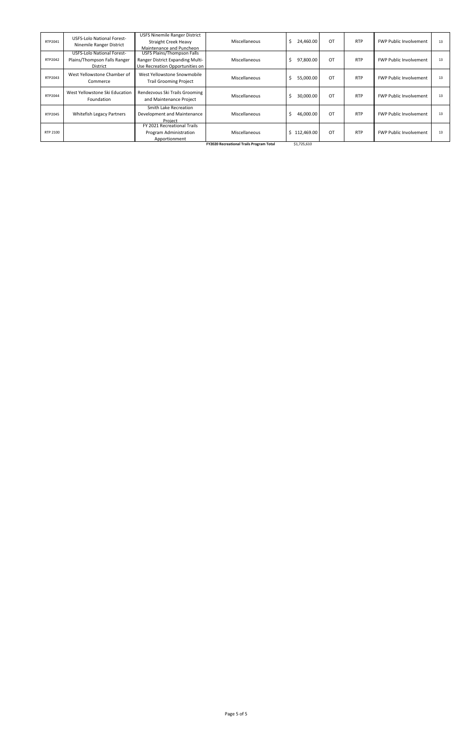| | | | | | | | | |
|---|---|---|---|---|---|---|---|---|
| RTP2041 | USFS-Lolo National Forest-Ninemile Ranger District | USFS Ninemile Ranger District Straight Creek Heavy Maintenance and Puncheon | Miscellaneous | $ 24,460.00 | OT | RTP | FWP Public Involvement | 13 |
| RTP2042 | USFS-Lolo National Forest-Plains/Thompson Falls Ranger District | USFS Plains/Thompson Falls Ranger District Expanding Multi-Use Recreation Opportunities on | Miscellaneous | $ 97,800.00 | OT | RTP | FWP Public Involvement | 13 |
| RTP2043 | West Yellowstone Chamber of Commerce | West Yellowstone Snowmobile Trail Grooming Project | Miscellaneous | $ 55,000.00 | OT | RTP | FWP Public Involvement | 13 |
| RTP2044 | West Yellowstone Ski Education Foundation | Rendezvous Ski Trails Grooming and Maintenance Project | Miscellaneous | $ 30,000.00 | OT | RTP | FWP Public Involvement | 13 |
| RTP2045 | Whitefish Legacy Partners | Smith Lake Recreation Development and Maintenance Project | Miscellaneous | $ 46,000.00 | OT | RTP | FWP Public Involvement | 13 |
| RTP 2100 | | FY 2021 Recreational Trails Program Administration Apportionment | Miscellaneous | $ 112,469.00 | OT | RTP | FWP Public Involvement | 13 |
| | | | **FY2020 Recreational Trails Program Total** | $1,725,610 | | | | |